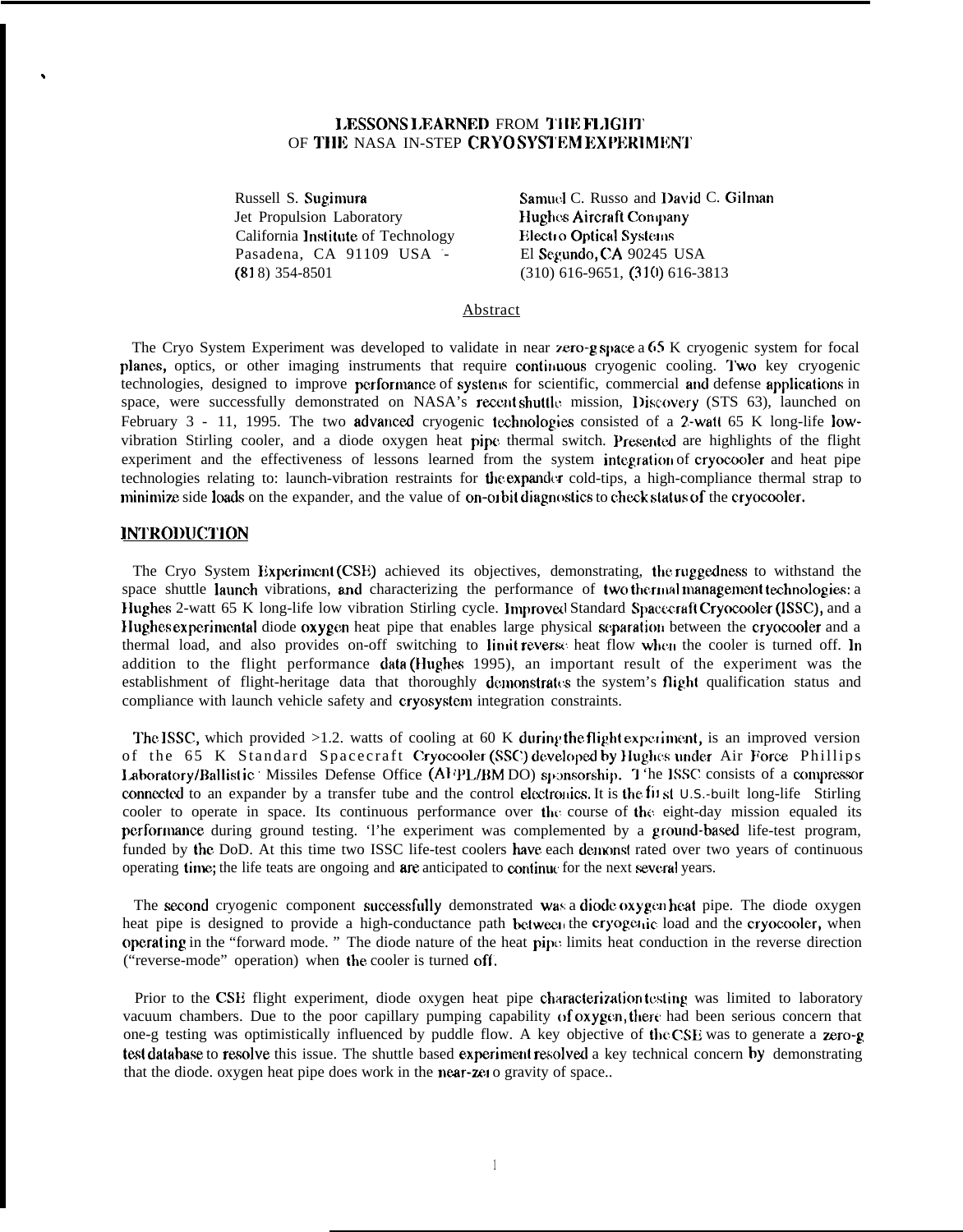# LESSONS LEARNED FROM THE FLIGHT OF THE NASA IN-STEP CRYO SYSTEM EXPERIMENT

Russell S. Sugimura
Jet Propulsion Laboratory
California Institute of Technology
Pasadena, CA 91109 USA
(818) 354-8501

Samuel C. Russo and David C. Gilman
Hughes Aircraft Company
Electro Optical Systems
El Segundo, CA 90245 USA
(310) 616-9651, (310) 616-3813

## Abstract

The Cryo System Experiment was developed to validate in near zero-g space a 65 K cryogenic system for focal planes, optics, or other imaging instruments that require continuous cryogenic cooling. Two key cryogenic technologies, designed to improve performance of systems for scientific, commercial and defense applications in space, were successfully demonstrated on NASA's recent shuttle mission, Discovery (STS 63), launched on February 3 - 11, 1995. The two advanced cryogenic technologies consisted of a 2-watt 65 K long-life low-vibration Stirling cooler, and a diode oxygen heat pipe thermal switch. Presented are highlights of the flight experiment and the effectiveness of lessons learned from the system integration of cryocooler and heat pipe technologies relating to: launch-vibration restraints for the expander cold-tips, a high-compliance thermal strap to minimize side loads on the expander, and the value of on-orbit diagnostics to check status of the cryocooler.

## INTRODUCTION

The Cryo System Experiment (CSE) achieved its objectives, demonstrating, the ruggedness to withstand the space shuttle launch vibrations, and characterizing the performance of two thermal management technologies: a Hughes 2-watt 65 K long-life low vibration Stirling cycle. Improved Standard Spacecraft Cryocooler (ISSC), and a Hughes experimental diode oxygen heat pipe that enables large physical separation between the cryocooler and a thermal load, and also provides on-off switching to limit reverse heat flow when the cooler is turned off. In addition to the flight performance data (Hughes 1995), an important result of the experiment was the establishment of flight-heritage data that thoroughly demonstrates the system's flight qualification status and compliance with launch vehicle safety and cryosystem integration constraints.

The ISSC, which provided >1.2. watts of cooling at 60 K during the flight experiment, is an improved version of the 65 K Standard Spacecraft Cryocooler (SSC) developed by Hughes under Air Force Phillips Laboratory/Ballistic Missiles Defense Office (AFPL/BMDO) sponsorship. The ISSC consists of a compressor connected to an expander by a transfer tube and the control electronics. It is the first U.S.-built long-life Stirling cooler to operate in space. Its continuous performance over the course of the eight-day mission equaled its performance during ground testing. The experiment was complemented by a ground-based life-test program, funded by the DoD. At this time two ISSC life-test coolers have each demonstrated over two years of continuous operating time; the life teats are ongoing and are anticipated to continue for the next several years.

The second cryogenic component successfully demonstrated was a diode oxygen heat pipe. The diode oxygen heat pipe is designed to provide a high-conductance path between the cryogenic load and the cryocooler, when operating in the "forward mode. " The diode nature of the heat pipe limits heat conduction in the reverse direction ("reverse-mode" operation) when the cooler is turned off.

Prior to the CSE flight experiment, diode oxygen heat pipe characterization testing was limited to laboratory vacuum chambers. Due to the poor capillary pumping capability of oxygen, there had been serious concern that one-g testing was optimistically influenced by puddle flow. A key objective of the CSE was to generate a zero-g test database to resolve this issue. The shuttle based experiment resolved a key technical concern by demonstrating that the diode. oxygen heat pipe does work in the near-zero gravity of space..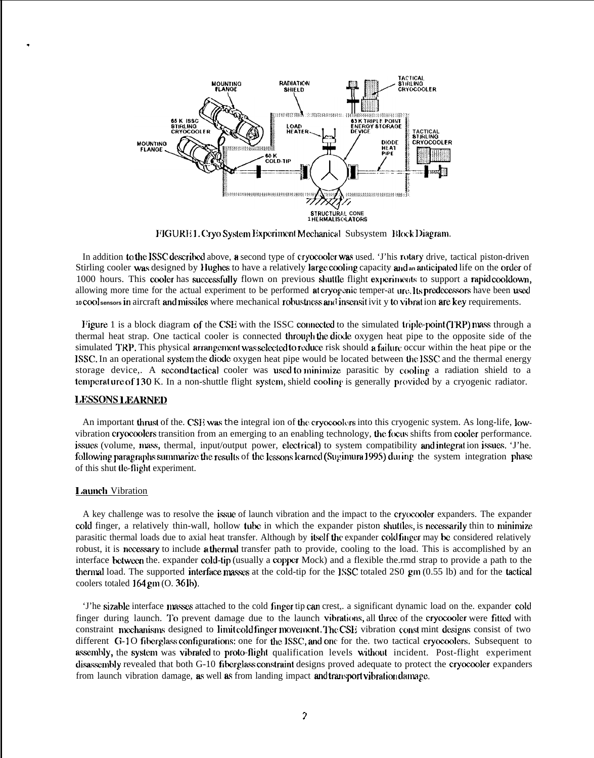FIGURE 1. Cryo System Experiment Mechanical Subsystem Block Diagram.

In addition to the ISSC described above, a second type of cryocooler was used. This rotary drive, tactical piston-driven Stirling cooler was designed by Hughes to have a relatively large cooling capacity and an anticipated life on the order of 1000 hours. This cooler has successfully flown on previous shuttle flight experiments to support a rapid cooldown, allowing more time for the actual experiment to be performed at cryogenic temper-at ure. Its predecessors have been used to cool sensors in aircraft and missiles where mechanical robustness and insensit ivit y to vibrat ion are key requirements.

Figure 1 is a block diagram of the CSE with the ISSC connected to the simulated triple-point (TRP) mass through a thermal heat strap. One tactical cooler is connected through the diode oxygen heat pipe to the opposite side of the simulated TRP. This physical arrangement was selected to reduce risk should a failure occur within the heat pipe or the ISSC. In an operational system the diode oxygen heat pipe would be located between the ISSC and the thermal energy storage device,. A second tactical cooler was used to minimize parasitic by cooling a radiation shield to a temperat ure of 130 K. In a non-shuttle flight system, shield cooling is generally provided by a cryogenic radiator.

## LESSONS LEARNED

An important thrust of the. CSE was the integral ion of the cryocoolers into this cryogenic system. As long-life, low-vibration cryocoolers transition from an emerging to an enabling technology, the focus shifts from cooler performance. issues (volume, mass, thermal, input/output power, electrical) to system compatibility and integrat ion issues. The following paragraphs summarize the results of the lessons learned (Sugimura 1995) during the system integration phase of this shut tle-flight experiment.

### Launch Vibration

A key challenge was to resolve the issue of launch vibration and the impact to the cryocooler expanders. The expander cold finger, a relatively thin-wall, hollow tube in which the expander piston shuttles, is necessarily thin to minimize parasitic thermal loads due to axial heat transfer. Although by itself the expander cold finger may be considered relatively robust, it is necessary to include a thermal transfer path to provide, cooling to the load. This is accomplished by an interface between the. expander cold-tip (usually a copper block) and a flexible the.rmd strap to provide a path to the thermal load. The supported interface masses at the cold-tip for the ISSC totaled 250 gm (0.55 lb) and for the tactical coolers totaled 164 gm (O. 36 lb).

The sizable interface masses attached to the cold finger tip can crest,. a significant dynamic load on the. expander cold finger during launch. To prevent damage due to the launch vibrations, all three of the cryocooler were fitted with constraint mechanisms designed to limit cold finger movement. The CSE vibration const mint designs consist of two different G-10 fiberglass configurations: one for the ISSC, and one for the. two tactical cryocoolers. Subsequent to assembly, the system was vibrated to proto-flight qualification levels without incident. Post-flight experiment disassembly revealed that both G-10 fiberglass constraint designs proved adequate to protect the cryocooler expanders from launch vibration damage, as well as from landing impact and transport vibration damage.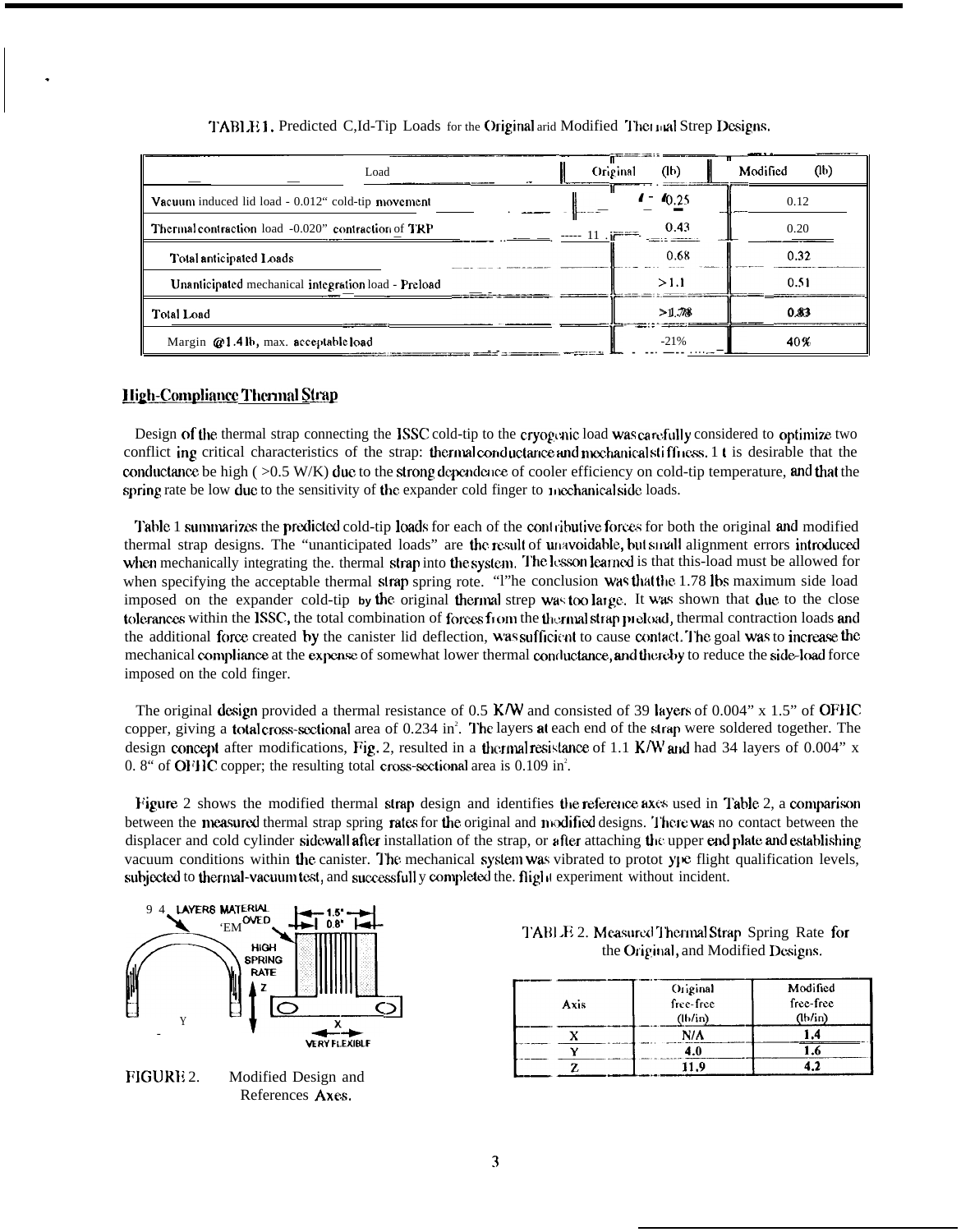TABLE 1. Predicted Cold-Tip Loads for the Original and Modified Thermal Strap Designs.

| Load | Original (lb) | Modified (lb) |
|---|---|---|
| Vacuum induced lid load - 0.012" cold-tip movement | 0.25 | 0.12 |
| Thermal contraction load - 0.020" contraction of TRP | 0.43 | 0.20 |
| Total anticipated Loads | 0.68 | 0.32 |
| Unanticipated mechanical integration load - Preload | >1.1 | 0.51 |
| Total Load | >1.78 | 0.83 |
| Margin @1.4 lb, max. acceptable load | -21% | 40% |

## High-Compliance Thermal Strap

Design of the thermal strap connecting the ISSC cold-tip to the cryogenic load was carefully considered to optimize two conflicting critical characteristics of the strap: thermal conductance and mechanical stiffness. It is desirable that the conductance be high ( >0.5 W/K) due to the strong dependence of cooler efficiency on cold-tip temperature, and that the spring rate be low due to the sensitivity of the expander cold finger to mechanical side loads.

Table 1 summarizes the predicted cold-tip loads for each of the contributive forces for both the original and modified thermal strap designs. The "unanticipated loads" are the result of unavoidable, but small alignment errors introduced when mechanically integrating the. thermal strap into the system. The lesson learned is that this-load must be allowed for when specifying the acceptable thermal strap spring rote. "The conclusion was that the 1.78 lbs maximum side load imposed on the expander cold-tip by the original thermal strep was too large. It was shown that due to the close tolerances within the ISSC, the total combination of forces from the thermal strap preload, thermal contraction loads and the additional force created by the canister lid deflection, was sufficient to cause contact. The goal was to increase the mechanical compliance at the expense of somewhat lower thermal conductance, and thereby to reduce the side-load force imposed on the cold finger.

The original design provided a thermal resistance of 0.5 K/W and consisted of 39 layers of 0.004" x 1.5" of OFHC copper, giving a total cross-sectional area of 0.234 in$^2$. The layers at each end of the strap were soldered together. The design concept after modifications, Fig. 2, resulted in a thermal resistance of 1.1 K/W and had 34 layers of 0.004" x 0. 8" of OFHC copper; the resulting total cross-sectional area is 0.109 in$^2$.

Figure 2 shows the modified thermal strap design and identifies the reference axes used in Table 2, a comparison between the measured thermal strap spring rates for the original and modified designs. There was no contact between the displacer and cold cylinder sidewall after installation of the strap, or after attaching the upper end plate and establishing vacuum conditions within the canister. The mechanical system was vibrated to prototype flight qualification levels, subjected to thermal-vacuum test, and successfully completed the. flight experiment without incident.

FIGURE 2. Modified Design and References Axes.

TABLE 2. Measured Thermal Strap Spring Rate for the Original, and Modified Designs.

| Axis | Original free-free (lb/in) | Modified free-free (lb/in) |
|---|---|---|
| X | N/A | 1.4 |
| Y | 4.0 | 1.6 |
| Z | 11.9 | 4.2 |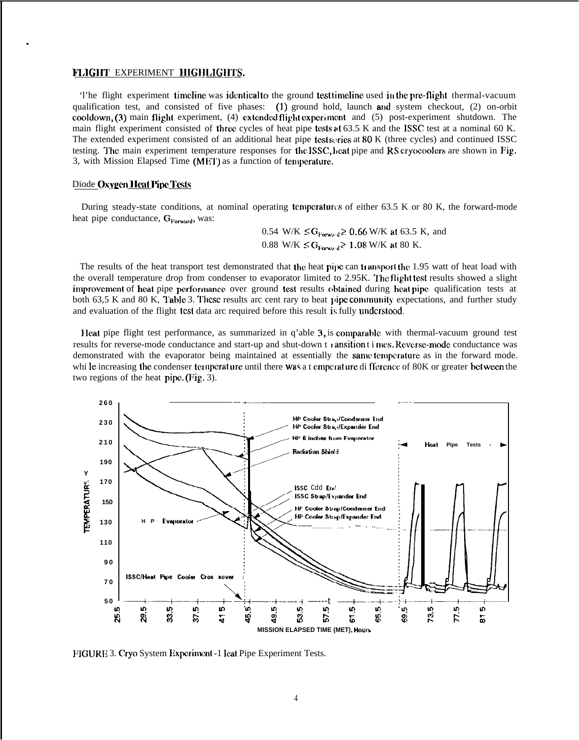## FLIGHT EXPERIMENT HIGHLIGHTS.

The flight experiment timeline was identical to the ground test timeline used in the pre-flight thermal-vacuum qualification test, and consisted of five phases: (1) ground hold, launch and system checkout, (2) on-orbit cooldown, (3) main flight experiment, (4) extended flight experiment and (5) post-experiment shutdown. The main flight experiment consisted of three cycles of heat pipe tests at 63.5 K and the ISSC test at a nominal 60 K. The extended experiment consisted of an additional heat pipe test series at 80 K (three cycles) and continued ISSC testing. The main experiment temperature responses for the ISSC, heat pipe and RS cryocoolers are shown in Fig. 3, with Mission Elapsed Time (MET) as a function of temperature.

### Diode Oxygen Heat Pipe Tests

During steady-state conditions, at nominal operating temperatures of either 63.5 K or 80 K, the forward-mode heat pipe conductance, $G_{Forward}$, was:

$$0.54 \text{ W/K} \leq G_{Forward} \geq 0.66 \text{ W/K at } 63.5 \text{ K, and}$$
$$0.88 \text{ W/K} \leq G_{Forward} \geq 1.08 \text{ W/K at } 80 \text{ K.}$$

The results of the heat transport test demonstrated that the heat pipe can transport the 1.95 watt of heat load with the overall temperature drop from condenser to evaporator limited to 2.95K. The flight test results showed a slight improvement of heat pipe performance over ground test results obtained during heat pipe qualification tests at both 63,5 K and 80 K, Table 3. These results are contrary to heat pipe community expectations, and further study and evaluation of the flight test data are required before this result is fully understood.

Heat pipe flight test performance, as summarized in Table 3, is comparable with thermal-vacuum ground test results for reverse-mode conductance and start-up and shut-down transition times. Reverse-mode conductance was demonstrated with the evaporator being maintained at essentially the same temperature as in the forward mode. while increasing the condenser temperature until there was a temperature difference of 80K or greater between the two regions of the heat pipe. (Fig. 3).

FIGURE 3. Cryo System Experiment -1 Heat Pipe Experiment Tests.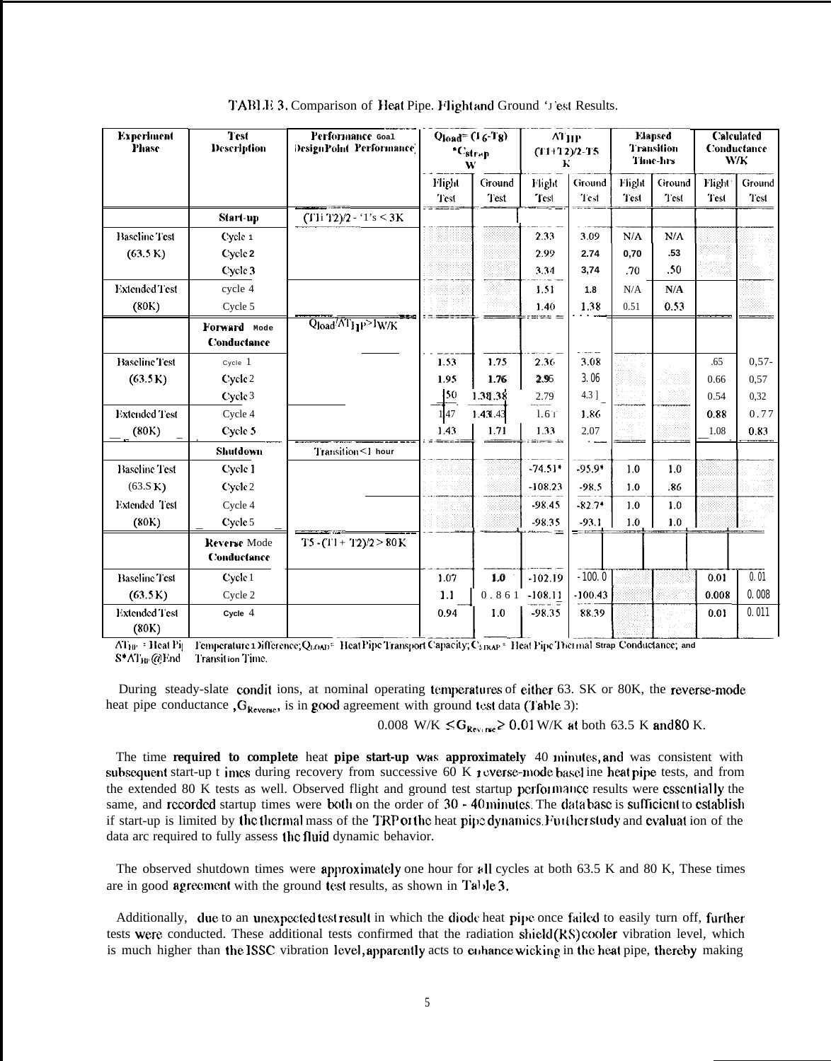TABLE 3. Comparison of Heat Pipe. Flight and Ground Test Results.

| Experiment Phase | Test Description | Performance Goal Design Point Performance | $Q_{load}$ = (T6-T8) *$C_{strap}$ W | | $\Delta T_{HP}$ (T1+T2)/2-T5 K | | Elapsed Transition Time-hrs | | Calculated Conductance W/K | |
|---|---|---|---|---|---|---|---|---|---|---|
| | | | Flight Test | Ground Test | Flight Test | Ground Test | Flight Test | Ground Test | Flight Test | Ground Test |
| | **Start-up** | (T1+T2)/2 - T5 < 3K | | | | | | | | |
| Baseline Test | Cycle 1 | | | | 2.33 | 3.09 | N/A | N/A | | |
| (63.5 K) | Cycle 2 | | | | 2.99 | 2.74 | 0.70 | .53 | | |
| | Cycle 3 | | | | 3.34 | 3.74 | .70 | .50 | | |
| Extended Test | cycle 4 | | | | 1.51 | 1.8 | N/A | N/A | | |
| (80K) | Cycle 5 | | | | 1.40 | 1.38 | 0.51 | 0.53 | | |
| | **Forward Mode Conductance** | $Q_{load}/\Delta T_{HP}$ > 1 W/K | | | | | | | | |
| Baseline Test | Cycle 1 | | 1.53 | 1.75 | 2.36 | 3.08 | | | .65 | 0.57 |
| (63.5 K) | Cycle 2 | | 1.95 | 1.76 | 2.95 | 3.06 | | | 0.66 | 0.57 |
| | Cycle 3 | | 1.50 | 1.38 | 2.79 | 4.31 | | | 0.54 | 0.32 |
| Extended Test | Cycle 4 | | 1.47 | 1.43 | 1.61 | 1.86 | | | 0.88 | 0.77 |
| (80K) | Cycle 5 | | 1.43 | 1.71 | 1.33 | 2.07 | | | 1.08 | 0.83 |
| | **Shutdown** | Transition < 1 hour | | | | | | | | |
| Baseline Test | Cycle 1 | | | | -74.51* | -95.9* | 1.0 | 1.0 | | |
| (63.5 K) | Cycle 2 | | | | -108.23 | -98.5 | 1.0 | .86 | | |
| Extended Test | Cycle 4 | | | | -98.45 | -82.7* | 1.0 | 1.0 | | |
| (80K) | Cycle 5 | | | | -98.35 | -93.1 | 1.0 | 1.0 | | |
| | **Reverse Mode Conductance** | T5 - (T1 + T2)/2 > 80 K | | | | | | | | |
| Baseline Test | Cycle 1 | | 1.07 | 1.0 | -102.19 | -100.0 | | | 0.01 | 0.01 |
| (63.5 K) | Cycle 2 | | 1.1 | 0.861 | -108.11 | -100.43 | | | 0.008 | 0.008 |
| Extended Test (80K) | Cycle 4 | | 0.94 | 1.0 | -98.35 | 88.39 | | | 0.01 | 0.011 |

$\Delta T_{HP}$ = Heat Pipe Temperature Difference; $Q_{LOAD}$ = Heat Pipe Transport Capacity; $C_{STRAP}$ = Heat Pipe Thermal Strap Conductance; and S* $\Delta T_{HP}$ @End Transition Time.

During steady-state conditions, at nominal operating temperatures of either 63.5K or 80K, the reverse-mode heat pipe conductance, $G_{Reverse}$, is in good agreement with ground test data (Table 3):

$$0.008 \text{ W/K} \leq G_{Reverse} \geq 0.01 \text{ W/K at both } 63.5 \text{ K and } 80 \text{ K.}$$

The time **required to complete** heat **pipe start-up** was **approximately** 40 minutes, and was consistent with subsequent start-up times during recovery from successive 60 K reverse-mode baseline heat pipe tests, and from the extended 80 K tests as well. Observed flight and ground test startup performance results were essentially the same, and recorded startup times were both on the order of 30 - 40 minutes. The data base is sufficient to establish if start-up is limited by the thermal mass of the TRP or the heat pipe dynamics. Further study and evaluation of the data are required to fully assess the fluid dynamic behavior.

The observed shutdown times were approximately one hour for all cycles at both 63.5 K and 80 K, These times are in good agreement with the ground test results, as shown in Table 3.

Additionally, due to an unexpected test result in which the diode heat pipe once failed to easily turn off, further tests were conducted. These additional tests confirmed that the radiation shield (RS) cooler vibration level, which is much higher than the ISSC vibration level, apparently acts to enhance wicking in the heat pipe, thereby making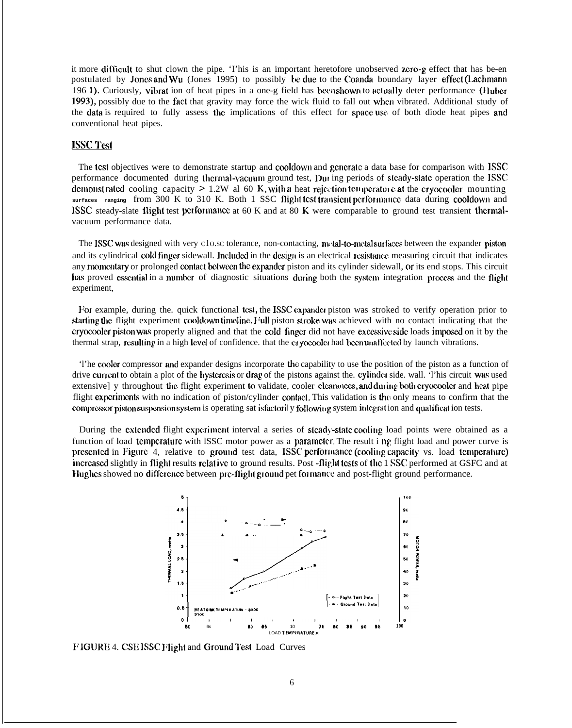it more difficult to shut clown the pipe. 'I'his is an important heretofore unobserved zero-g effect that has be-en postulated by Jones and Wu (Jones 1995) to possibly be due to the Coanda boundary layer effect (Lachmann 196 1). Curiously, vibrat ion of heat pipes in a one-g field has been shown to actually deter performance (Huber 1993), possibly due to the fact that gravity may force the wick fluid to fall out when vibrated. Additional study of the data is required to fully assess the implications of this effect for space use of both diode heat pipes and conventional heat pipes.

## ISSC Test

The test objectives were to demonstrate startup and cooldown and generate a data base for comparison with ISSC performance documented during thermal-vacuum ground test, Dur ing periods of steady-state operation the ISSC demonst rated cooling capacity > 1.2W al 60 K, with a heat rejection temperature at the cryocooler mounting surfaces ranging from 300 K to 310 K. Both 1 SSC flight test transient performance data during cooldown and ISSC steady-slate flight test performance at 60 K and at 80 K were comparable to ground test transient thermal-vacuum performance data.

The ISSC was designed with very c1o.sc tolerance, non-contacting, metal-to-metal surfaces between the expander piston and its cylindrical cold finger sidewall. Included in the design is an electrical resistance measuring circuit that indicates any momentary or prolonged contact between the expander piston and its cylinder sidewall, or its end stops. This circuit has proved essential in a number of diagnostic situations during both the system integration process and the flight experiment,

For example, during the. quick functional test, the ISSC expander piston was stroked to verify operation prior to starting the flight experiment cooldown timeline. Full piston stroke was achieved with no contact indicating that the cryocooler piston was properly aligned and that the cold finger did not have excessive side loads imposed on it by the thermal strap, resulting in a high level of confidence. that the cryocooler had been unaffected by launch vibrations.

'I'he cooler compressor and expander designs incorporate the capability to use the position of the piston as a function of drive current to obtain a plot of the hysteresis or drag of the pistons against the. cylinder side. wall. 'I'his circuit was used extensive] y throughout the flight experiment to validate, cooler clearances, and during both cryocooler and heat pipe flight experiments with no indication of piston/cylinder contact. This validation is the only means to confirm that the compressor piston suspension system is operating sat isfactoril y following system integrat ion and qualificat ion tests.

During the extended flight experiment interval a series of steady-state cooling load points were obtained as a function of load temperature with ISSC motor power as a parameter. The result i ng flight load and power curve is presented in Figure 4, relative to ground test data, ISSC performance (cooling capacity vs. load temperature) increased slightly in flight results relat ive to ground results. Post -flight tests of the 1 SSC performed at GSFC and at Hughes showed no difference between pre-flight ground pet formance and post-flight ground performance.

FIGURE 4. CSE ISSC Flight and Ground Test Load Curves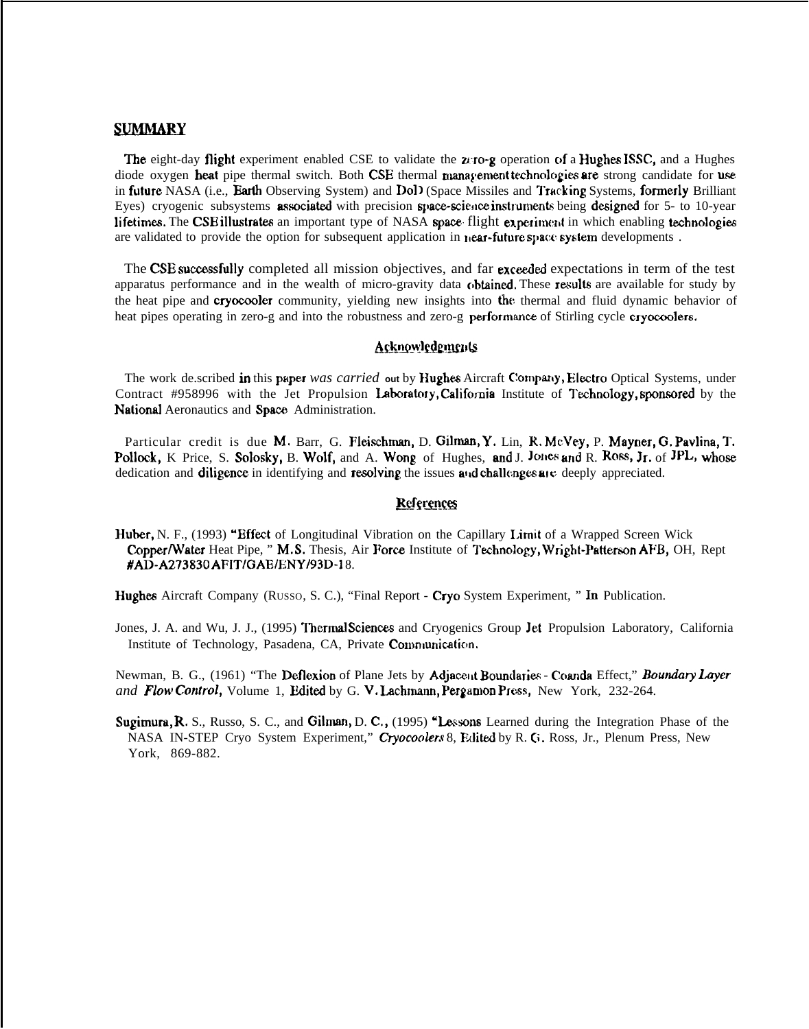## SUMMARY

The eight-day flight experiment enabled CSE to validate the zero-g operation of a Hughes ISSC, and a Hughes diode oxygen heat pipe thermal switch. Both CSE thermal management technologies are strong candidate for use in future NASA (i.e., Earth Observing System) and DoD (Space Missiles and Tracking Systems, formerly Brilliant Eyes) cryogenic subsystems associated with precision space-science instruments being designed for 5- to 10-year lifetimes. The CSE illustrates an important type of NASA space flight experiment in which enabling technologies are validated to provide the option for subsequent application in near-future space system developments .

The CSE successfully completed all mission objectives, and far exceeded expectations in term of the test apparatus performance and in the wealth of micro-gravity data obtained. These results are available for study by the heat pipe and cryocooler community, yielding new insights into the thermal and fluid dynamic behavior of heat pipes operating in zero-g and into the robustness and zero-g performance of Stirling cycle cryocoolers.

## Acknowledgments

The work described in this paper *was carried* out by Hughes Aircraft Company, Electro Optical Systems, under Contract #958996 with the Jet Propulsion Laboratory, California Institute of Technology, sponsored by the National Aeronautics and Space Administration.

Particular credit is due M. Barr, G. Fleischman, D. Gilman, Y. Lin, R. McVey, P. Mayner, G. Pavlina, T. Pollock, K Price, S. Solosky, B. Wolf, and A. Wong of Hughes, and J. Jones and R. Ross, Jr. of JPL, whose dedication and diligence in identifying and resolving the issues and challenges are deeply appreciated.

## References

Huber, N. F., (1993) "Effect of Longitudinal Vibration on the Capillary Limit of a Wrapped Screen Wick Copper/Water Heat Pipe, " M.S. Thesis, Air Force Institute of Technology, Wright-Patterson AFB, OH, Rept #AD-A273830 AFIT/GAE/ENY/93D-18.

Hughes Aircraft Company (RUSSO, S. C.), "Final Report - Cryo System Experiment, " In Publication.

Jones, J. A. and Wu, J. J., (1995) Thermal Sciences and Cryogenics Group Jet Propulsion Laboratory, California Institute of Technology, Pasadena, CA, Private Communication.

Newman, B. G., (1961) "The Deflexion of Plane Jets by Adjacent Boundaries - Coanda Effect," *Boundary Layer and Flow Control*, Volume 1, Edited by G. V. Lachmann, Pergamon Press, New York, 232-264.

Sugimura, R. S., Russo, S. C., and Gilman, D. C., (1995) "Lessons Learned during the Integration Phase of the NASA IN-STEP Cryo System Experiment," *Cryocoolers* 8, Edited by R. G. Ross, Jr., Plenum Press, New York, 869-882.